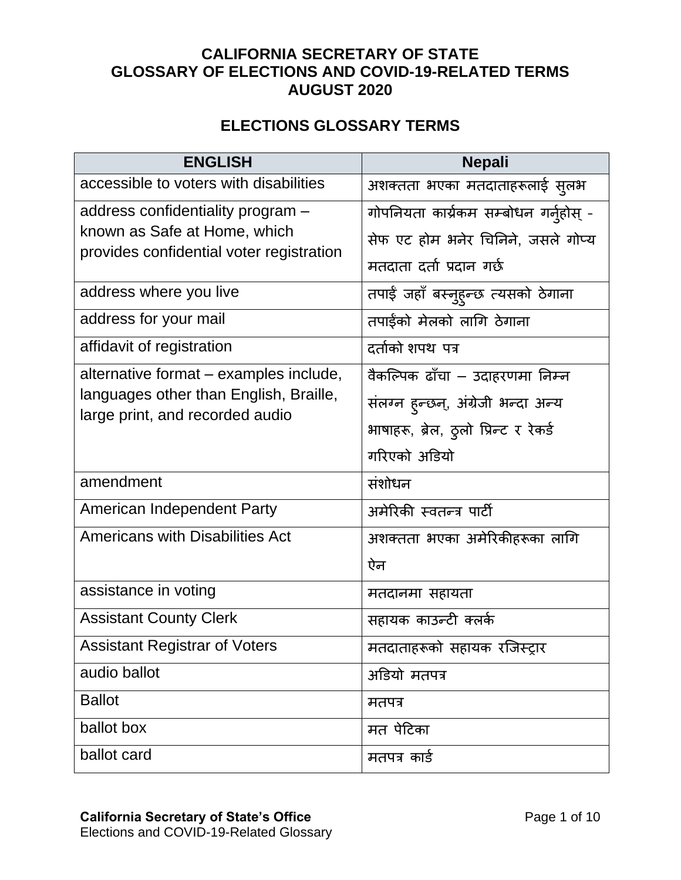# CALIFORNIA SECRETARY OF STATE
# GLOSSARY OF ELECTIONS AND COVID-19-RELATED TERMS
# AUGUST 2020

## ELECTIONS GLOSSARY TERMS

| ENGLISH | Nepali |
|---|---|
| accessible to voters with disabilities | अशक्तता भएका मतदाताहरूलाई सुलभ |
| address confidentiality program – known as Safe at Home, which provides confidential voter registration | गोपनियता कार्यक्रम सम्बोधन गर्नुहोस् - सेफ एट होम भनेर चिनिने, जसले गोप्य मतदाता दर्ता प्रदान गर्छ |
| address where you live | तपाईं जहाँ बस्नुहुन्छ त्यसको ठेगाना |
| address for your mail | तपाईंको मेलको लागि ठेगाना |
| affidavit of registration | दर्ताको शपथ पत्र |
| alternative format – examples include, languages other than English, Braille, large print, and recorded audio | वैकल्पिक ढाँचा – उदाहरणमा निम्न संलग्न हुन्छन्, अंग्रेजी भन्दा अन्य भाषाहरू, ब्रेल, ठुलो प्रिन्ट र रेकर्ड गरिएको अडियो |
| amendment | संशोधन |
| American Independent Party | अमेरिकी स्वतन्त्र पार्टी |
| Americans with Disabilities Act | अशक्तता भएका अमेरिकीहरूका लागि ऐन |
| assistance in voting | मतदानमा सहायता |
| Assistant County Clerk | सहायक काउन्टी क्लर्क |
| Assistant Registrar of Voters | मतदाताहरूको सहायक रजिस्ट्रार |
| audio ballot | अडियो मतपत्र |
| Ballot | मतपत्र |
| ballot box | मत पेटिका |
| ballot card | मतपत्र कार्ड |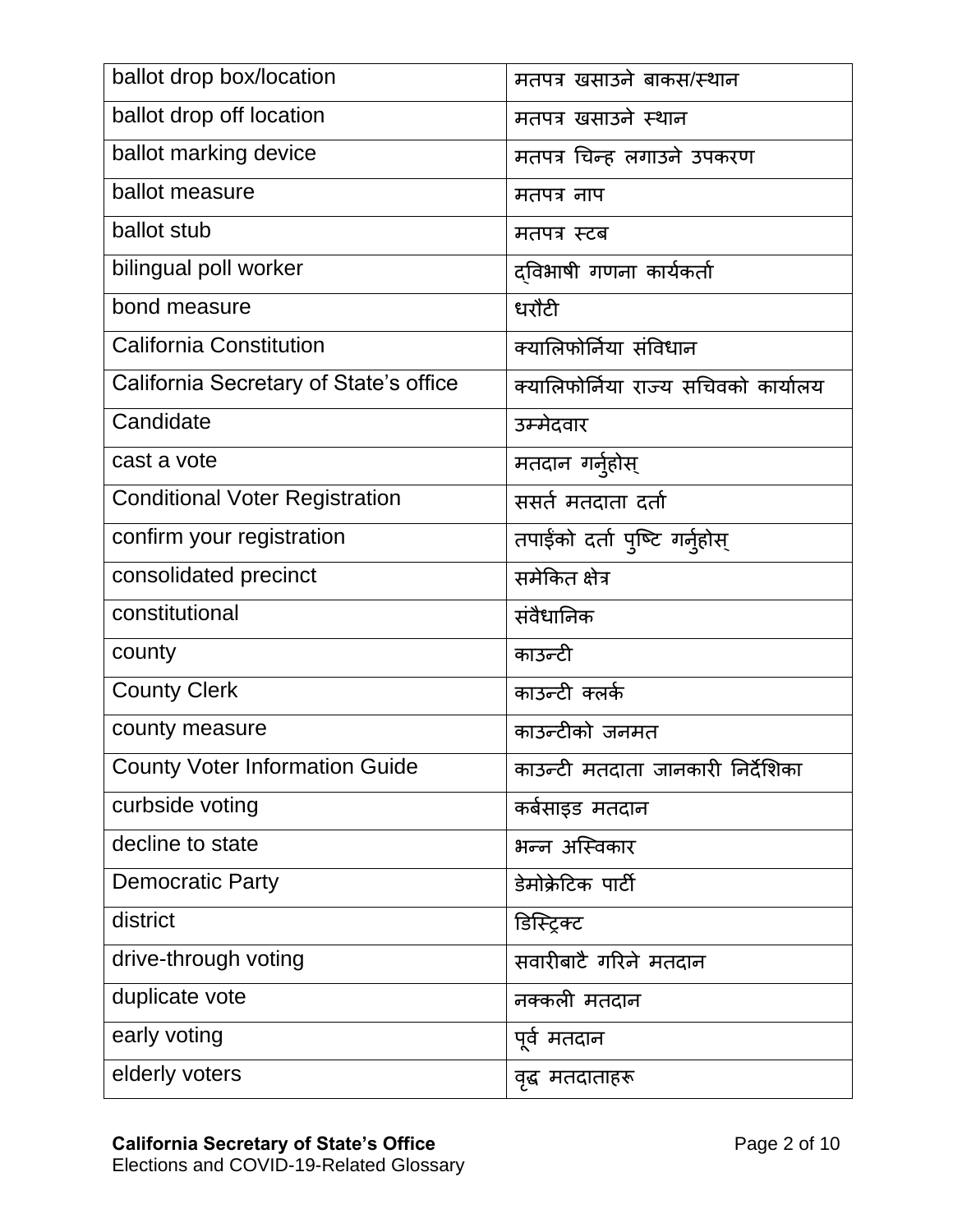| ballot drop box/location | मतपत्र खसाउने बाकस/स्थान |
|---|---|
| ballot drop off location | मतपत्र खसाउने स्थान |
| ballot marking device | मतपत्र चिन्ह लगाउने उपकरण |
| ballot measure | मतपत्र नाप |
| ballot stub | मतपत्र स्टब |
| bilingual poll worker | द्विभाषी गणना कार्यकर्ता |
| bond measure | धरौटी |
| California Constitution | क्यालिफोर्निया संविधान |
| California Secretary of State's office | क्यालिफोर्निया राज्य सचिवको कार्यालय |
| Candidate | उम्मेदवार |
| cast a vote | मतदान गर्नुहोस् |
| Conditional Voter Registration | ससर्त मतदाता दर्ता |
| confirm your registration | तपाईंको दर्ता पुष्टि गर्नुहोस् |
| consolidated precinct | समेकित क्षेत्र |
| constitutional | संवैधानिक |
| county | काउन्टी |
| County Clerk | काउन्टी क्लर्क |
| county measure | काउन्टीको जनमत |
| County Voter Information Guide | काउन्टी मतदाता जानकारी निर्देशिका |
| curbside voting | कर्बसाइड मतदान |
| decline to state | भन्न अस्विकार |
| Democratic Party | डेमोक्रेटिक पार्टी |
| district | डिस्ट्रिक्ट |
| drive-through voting | सवारीबाटै गरिने मतदान |
| duplicate vote | नक्कली मतदान |
| early voting | पूर्व मतदान |
| elderly voters | वृद्ध मतदाताहरू |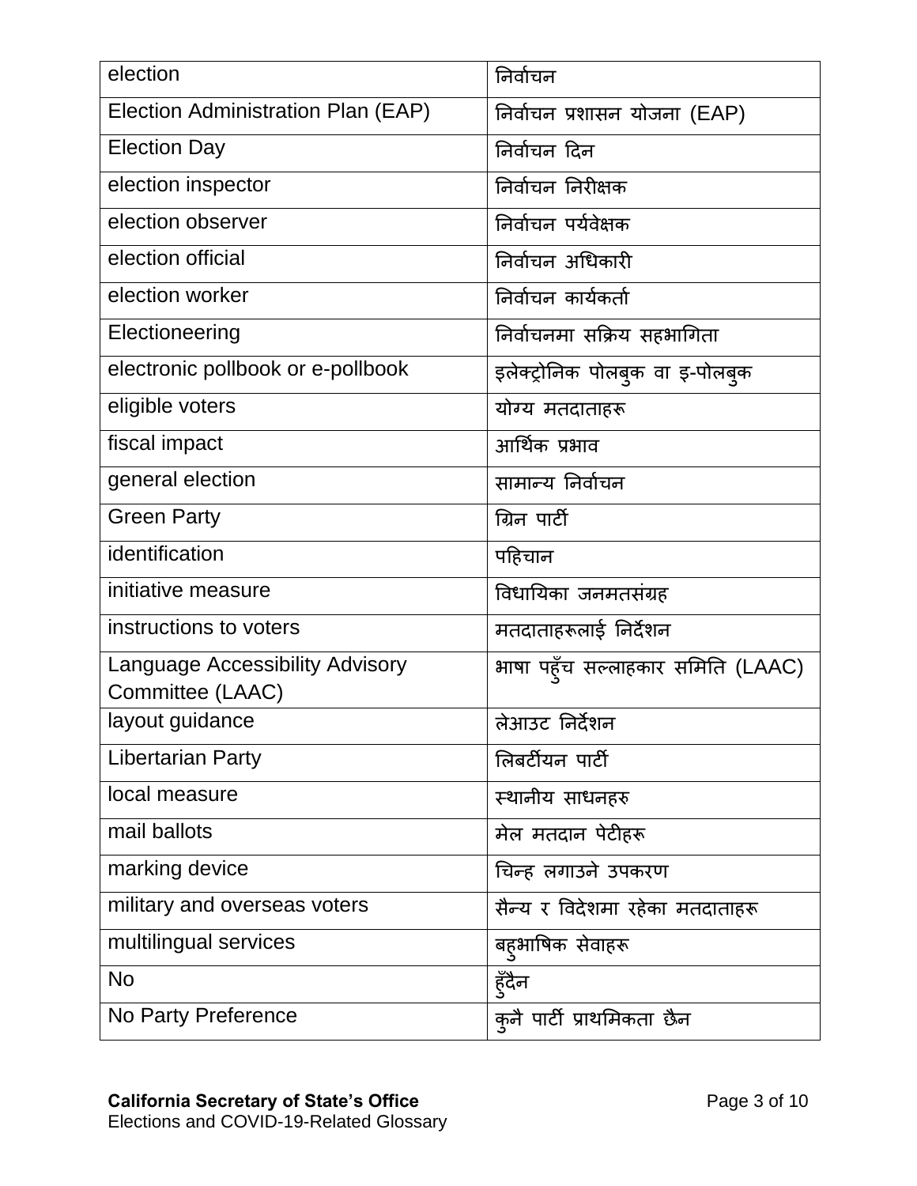| election | निर्वाचन |
|---|---|
| Election Administration Plan (EAP) | निर्वाचन प्रशासन योजना (EAP) |
| Election Day | निर्वाचन दिन |
| election inspector | निर्वाचन निरीक्षक |
| election observer | निर्वाचन पर्यवेक्षक |
| election official | निर्वाचन अधिकारी |
| election worker | निर्वाचन कार्यकर्ता |
| Electioneering | निर्वाचनमा सक्रिय सहभागिता |
| electronic pollbook or e-pollbook | इलेक्ट्रोनिक पोलबुक वा इ-पोलबुक |
| eligible voters | योग्य मतदाताहरू |
| fiscal impact | आर्थिक प्रभाव |
| general election | सामान्य निर्वाचन |
| Green Party | ग्रिन पार्टी |
| identification | पहिचान |
| initiative measure | विधायिका जनमतसंग्रह |
| instructions to voters | मतदाताहरूलाई निर्देशन |
| Language Accessibility Advisory Committee (LAAC) | भाषा पहुँच सल्लाहकार समिति (LAAC) |
| layout guidance | लेआउट निर्देशन |
| Libertarian Party | लिबर्टीयन पार्टी |
| local measure | स्थानीय साधनहरु |
| mail ballots | मेल मतदान पेटीहरू |
| marking device | चिन्ह लगाउने उपकरण |
| military and overseas voters | सैन्य र विदेशमा रहेका मतदाताहरू |
| multilingual services | बहुभाषिक सेवाहरू |
| No | हुँदैन |
| No Party Preference | कुनै पार्टी प्राथमिकता छैन |

**California Secretary of State's Office**
Elections and COVID-19-Related Glossary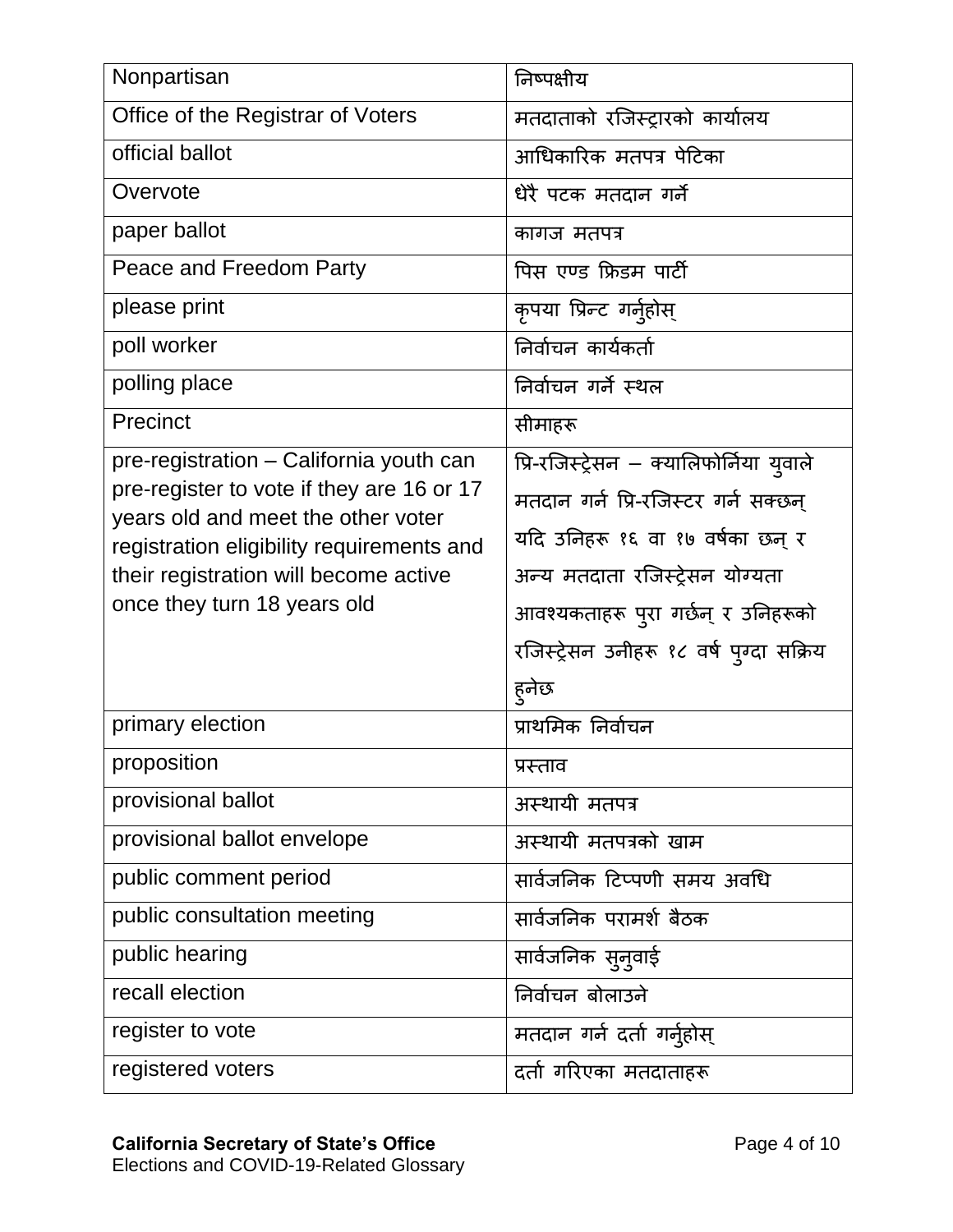| Nonpartisan | निष्पक्षीय |
|---|---|
| Office of the Registrar of Voters | मतदाताको रजिस्ट्रारको कार्यालय |
| official ballot | आधिकारिक मतपत्र पेटिका |
| Overvote | धेरै पटक मतदान गर्ने |
| paper ballot | कागज मतपत्र |
| Peace and Freedom Party | पिस एण्ड फ्रिडम पार्टी |
| please print | कृपया प्रिन्ट गर्नुहोस् |
| poll worker | निर्वाचन कार्यकर्ता |
| polling place | निर्वाचन गर्ने स्थल |
| Precinct | सीमाहरू |
| pre-registration – California youth can pre-register to vote if they are 16 or 17 years old and meet the other voter registration eligibility requirements and their registration will become active once they turn 18 years old | प्रि-रजिस्ट्रेसन – क्यालिफोर्निया युवाले मतदान गर्न प्रि-रजिस्टर गर्न सक्छन् यदि उनिहरू १६ वा १७ वर्षका छन् र अन्य मतदाता रजिस्ट्रेसन योग्यता आवश्यकताहरू पुरा गर्छन् र उनिहरूको रजिस्ट्रेसन उनीहरू १८ वर्ष पुग्दा सक्रिय हुनेछ |
| primary election | प्राथमिक निर्वाचन |
| proposition | प्रस्ताव |
| provisional ballot | अस्थायी मतपत्र |
| provisional ballot envelope | अस्थायी मतपत्रको खाम |
| public comment period | सार्वजनिक टिप्पणी समय अवधि |
| public consultation meeting | सार्वजनिक परामर्श बैठक |
| public hearing | सार्वजनिक सुनुवाई |
| recall election | निर्वाचन बोलाउने |
| register to vote | मतदान गर्न दर्ता गर्नुहोस् |
| registered voters | दर्ता गरिएका मतदाताहरू |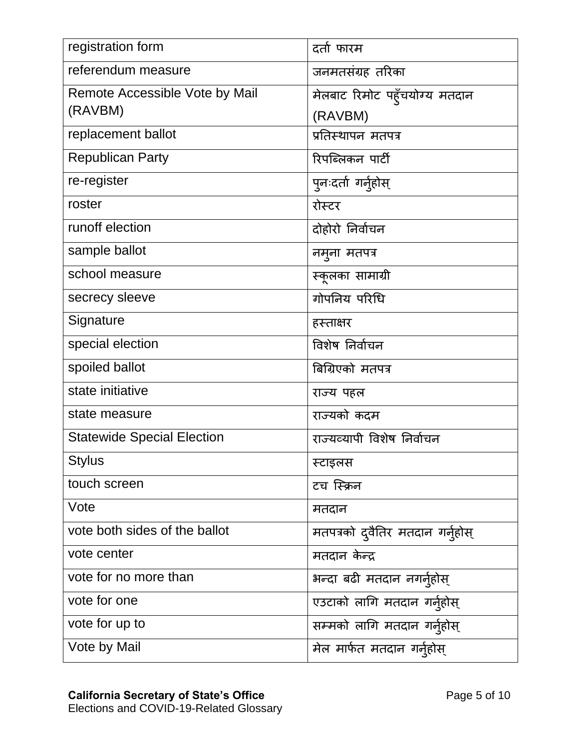| registration form | दर्ता फारम |
|---|---|
| referendum measure | जनमतसंग्रह तरिका |
| Remote Accessible Vote by Mail (RAVBM) | मेलबाट रिमोट पहुँचयोग्य मतदान (RAVBM) |
| replacement ballot | प्रतिस्थापन मतपत्र |
| Republican Party | रिपब्लिकन पार्टी |
| re-register | पुनःदर्ता गर्नुहोस् |
| roster | रोस्टर |
| runoff election | दोहोरो निर्वाचन |
| sample ballot | नमुना मतपत्र |
| school measure | स्कूलका सामाग्री |
| secrecy sleeve | गोपनिय परिधि |
| Signature | हस्ताक्षर |
| special election | विशेष निर्वाचन |
| spoiled ballot | बिग्रिएको मतपत्र |
| state initiative | राज्य पहल |
| state measure | राज्यको कदम |
| Statewide Special Election | राज्यव्यापी विशेष निर्वाचन |
| Stylus | स्टाइलस |
| touch screen | टच स्क्रिन |
| Vote | मतदान |
| vote both sides of the ballot | मतपत्रको दुवैतिर मतदान गर्नुहोस् |
| vote center | मतदान केन्द्र |
| vote for no more than | भन्दा बढी मतदान नगर्नुहोस् |
| vote for one | एउटाको लागि मतदान गर्नुहोस् |
| vote for up to | सम्मको लागि मतदान गर्नुहोस् |
| Vote by Mail | मेल मार्फत मतदान गर्नुहोस् |

**California Secretary of State's Office**
Elections and COVID-19-Related Glossary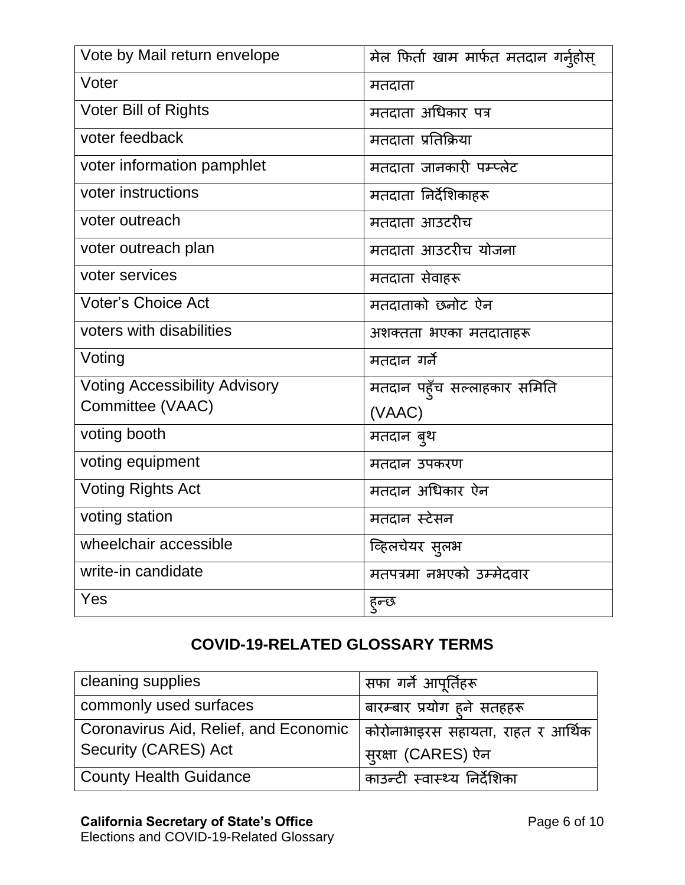| | |
|---|---|
| Vote by Mail return envelope | मेल फिर्ता खाम मार्फत मतदान गर्नुहोस् |
| Voter | मतदाता |
| Voter Bill of Rights | मतदाता अधिकार पत्र |
| voter feedback | मतदाता प्रतिक्रिया |
| voter information pamphlet | मतदाता जानकारी पम्प्लेट |
| voter instructions | मतदाता निर्देशिकाहरू |
| voter outreach | मतदाता आउटरीच |
| voter outreach plan | मतदाता आउटरीच योजना |
| voter services | मतदाता सेवाहरू |
| Voter's Choice Act | मतदाताको छनोट ऐन |
| voters with disabilities | अशक्तता भएका मतदाताहरू |
| Voting | मतदान गर्ने |
| Voting Accessibility Advisory Committee (VAAC) | मतदान पहुँच सल्लाहकार समिति (VAAC) |
| voting booth | मतदान बुथ |
| voting equipment | मतदान उपकरण |
| Voting Rights Act | मतदान अधिकार ऐन |
| voting station | मतदान स्टेसन |
| wheelchair accessible | व्हिलचेयर सुलभ |
| write-in candidate | मतपत्रमा नभएको उम्मेदवार |
| Yes | हुन्छ |

## COVID-19-RELATED GLOSSARY TERMS

| | |
|---|---|
| cleaning supplies | सफा गर्ने आपूर्तिहरू |
| commonly used surfaces | बारम्बार प्रयोग हुने सतहहरू |
| Coronavirus Aid, Relief, and Economic Security (CARES) Act | कोरोनाभाइरस सहायता, राहत र आर्थिक सुरक्षा (CARES) ऐन |
| County Health Guidance | काउन्टी स्वास्थ्य निर्देशिका |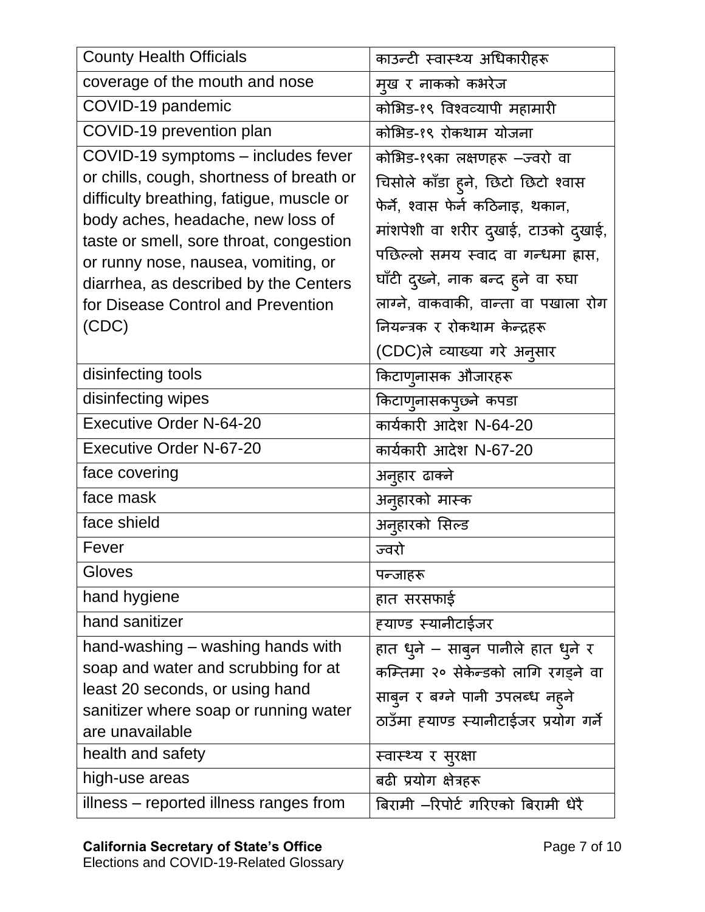| | |
|---|---|
| County Health Officials | काउन्टी स्वास्थ्य अधिकारीहरू |
| coverage of the mouth and nose | मुख र नाकको कभरेज |
| COVID-19 pandemic | कोभिड-१९ विश्वव्यापी महामारी |
| COVID-19 prevention plan | कोभिड-१९ रोकथाम योजना |
| COVID-19 symptoms – includes fever or chills, cough, shortness of breath or difficulty breathing, fatigue, muscle or body aches, headache, new loss of taste or smell, sore throat, congestion or runny nose, nausea, vomiting, or diarrhea, as described by the Centers for Disease Control and Prevention (CDC) | कोभिड-१९का लक्षणहरू –ज्वरो वा चिसोले काँडा हुने, छिटो छिटो श्वास फेर्ने, श्वास फेर्न कठिनाइ, थकान, मांशपेशी वा शरीर दुखाई, टाउको दुखाई, पछिल्लो समय स्वाद वा गन्धमा ह्रास, घाँटी दुख्ने, नाक बन्द हुने वा रुघा लाग्ने, वाकवाकी, वान्ता वा पखाला रोग नियन्त्रक र रोकथाम केन्द्रहरू (CDC)ले व्याख्या गरे अनुसार |
| disinfecting tools | किटाणुनासक औजारहरू |
| disinfecting wipes | किटाणुनासकपुछ्ने कपडा |
| Executive Order N-64-20 | कार्यकारी आदेश N-64-20 |
| Executive Order N-67-20 | कार्यकारी आदेश N-67-20 |
| face covering | अनुहार ढाक्ने |
| face mask | अनुहारको मास्क |
| face shield | अनुहारको सिल्ड |
| Fever | ज्वरो |
| Gloves | पन्जाहरू |
| hand hygiene | हात सरसफाई |
| hand sanitizer | ह्याण्ड स्यानीटाईजर |
| hand-washing – washing hands with soap and water and scrubbing for at least 20 seconds, or using hand sanitizer where soap or running water are unavailable | हात धुने – साबुन पानीले हात धुने र कम्तिमा २० सेकेन्डको लागि रगड्ने वा साबुन र बग्ने पानी उपलब्ध नहुने ठाउँमा ह्याण्ड स्यानीटाईजर प्रयोग गर्ने |
| health and safety | स्वास्थ्य र सुरक्षा |
| high-use areas | बढी प्रयोग क्षेत्रहरू |
| illness – reported illness ranges from | बिरामी –रिपोर्ट गरिएको बिरामी धेरै |

**California Secretary of State's Office**
Elections and COVID-19-Related Glossary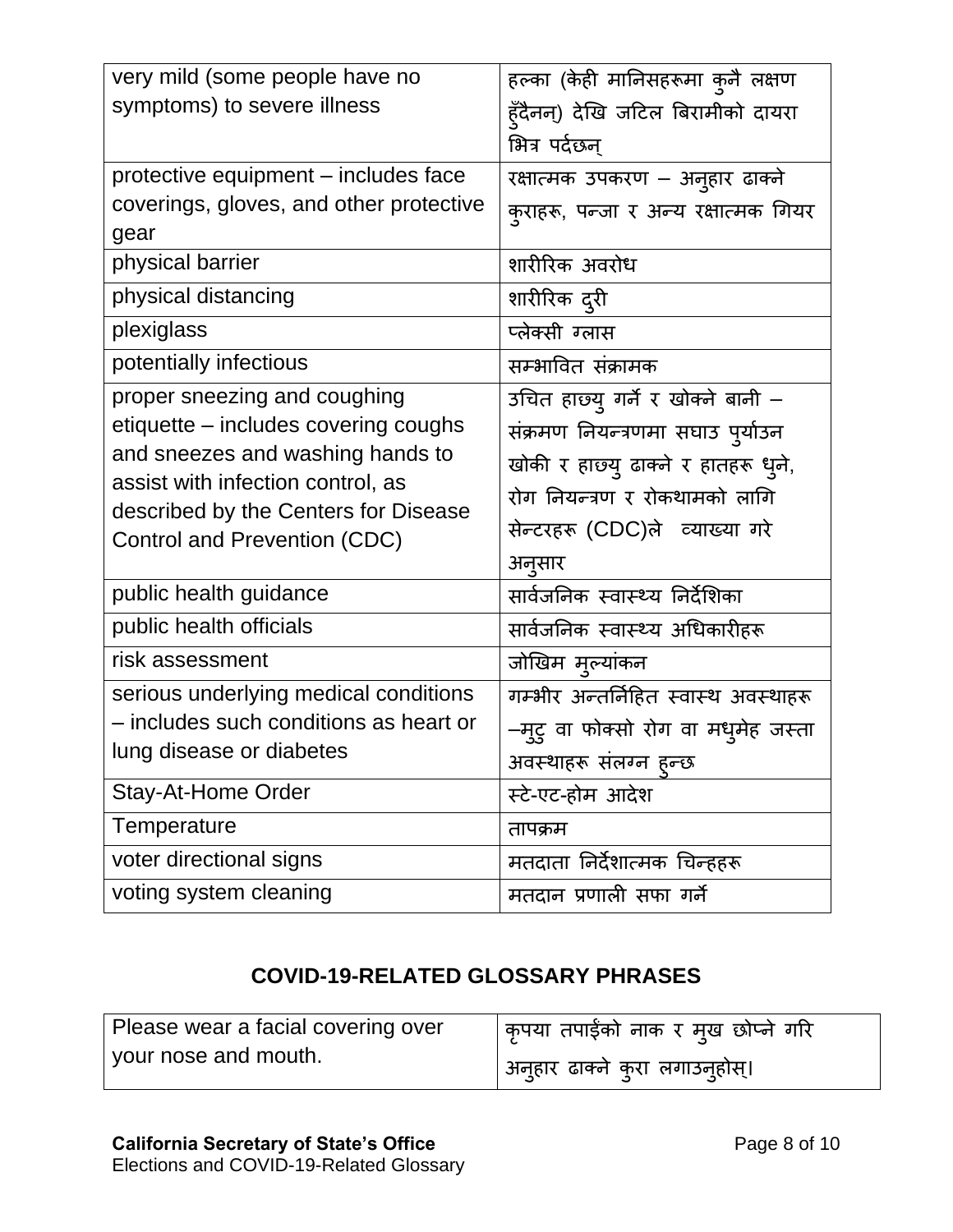| very mild (some people have no symptoms) to severe illness | हल्का (केही मानिसहरूमा कुनै लक्षण हुँदैनन्) देखि जटिल बिरामीको दायरा भित्र पर्दछन् |
|---|---|
| protective equipment – includes face coverings, gloves, and other protective gear | रक्षात्मक उपकरण – अनुहार ढाक्ने कुराहरू, पन्जा र अन्य रक्षात्मक गियर |
| physical barrier | शारीरिक अवरोध |
| physical distancing | शारीरिक दुरी |
| plexiglass | प्लेक्सी ग्लास |
| potentially infectious | सम्भावित संक्रामक |
| proper sneezing and coughing etiquette – includes covering coughs and sneezes and washing hands to assist with infection control, as described by the Centers for Disease Control and Prevention (CDC) | उचित हाछ्यु गर्ने र खोक्ने बानी – संक्रमण नियन्त्रणमा सघाउ पुर्याउन खोकी र हाछ्यु ढाक्ने र हातहरू धुने, रोग नियन्त्रण र रोकथामको लागि सेन्टरहरू (CDC)ले व्याख्या गरे अनुसार |
| public health guidance | सार्वजनिक स्वास्थ्य निर्देशिका |
| public health officials | सार्वजनिक स्वास्थ्य अधिकारीहरू |
| risk assessment | जोखिम मुल्यांकन |
| serious underlying medical conditions – includes such conditions as heart or lung disease or diabetes | गम्भीर अन्तर्निहित स्वास्थ अवस्थाहरू –मुटु वा फोक्सो रोग वा मधुमेह जस्ता अवस्थाहरू संलग्न हुन्छ |
| Stay-At-Home Order | स्टे-एट-होम आदेश |
| Temperature | तापक्रम |
| voter directional signs | मतदाता निर्देशात्मक चिन्हहरू |
| voting system cleaning | मतदान प्रणाली सफा गर्ने |

## COVID-19-RELATED GLOSSARY PHRASES

| Please wear a facial covering over your nose and mouth. | कृपया तपाईंको नाक र मुख छोप्ने गरि अनुहार ढाक्ने कुरा लगाउनुहोस्। |
|---|---|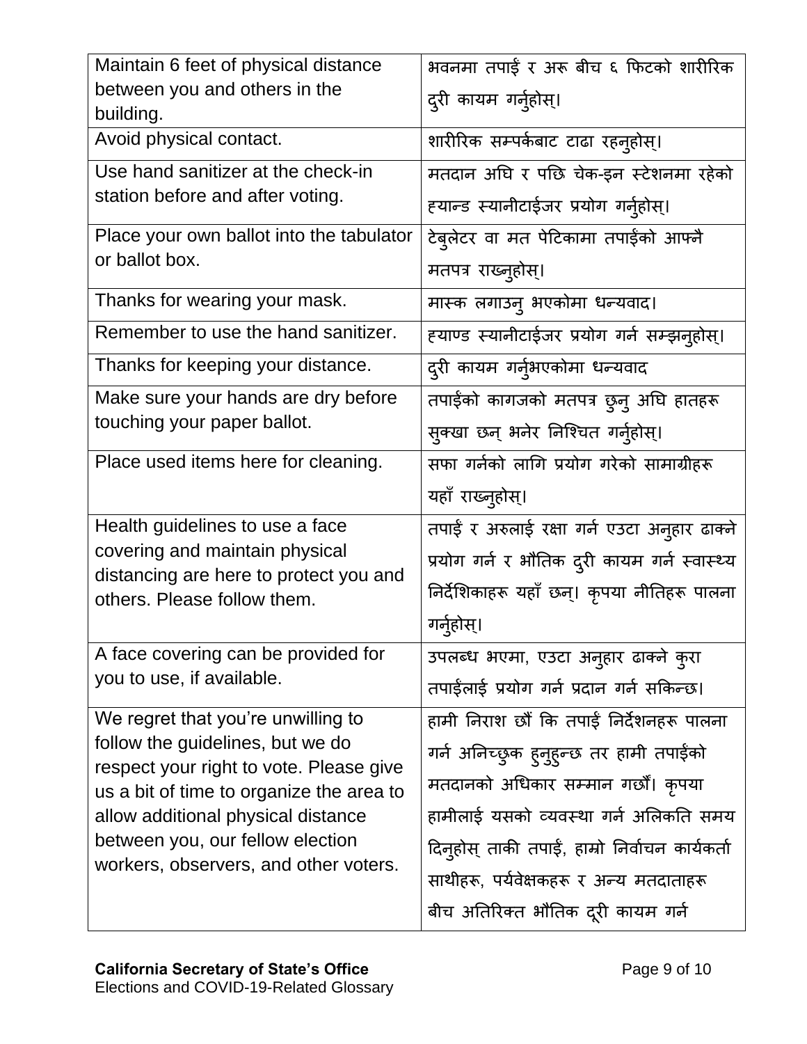| | |
|---|---|
| Maintain 6 feet of physical distance between you and others in the building. | भवनमा तपाईं र अरू बीच ६ फिटको शारीरिक दुरी कायम गर्नुहोस्। |
| Avoid physical contact. | शारीरिक सम्पर्कबाट टाढा रहनुहोस्। |
| Use hand sanitizer at the check-in station before and after voting. | मतदान अघि र पछि चेक-इन स्टेशनमा रहेको ह्यान्ड स्यानीटाईजर प्रयोग गर्नुहोस्। |
| Place your own ballot into the tabulator or ballot box. | टेबुलेटर वा मत पेटिकामा तपाईंको आफ्नै मतपत्र राख्नुहोस्। |
| Thanks for wearing your mask. | मास्क लगाउनु भएकोमा धन्यवाद। |
| Remember to use the hand sanitizer. | ह्याण्ड स्यानीटाईजर प्रयोग गर्न सम्झनुहोस्। |
| Thanks for keeping your distance. | दुरी कायम गर्नुभएकोमा धन्यवाद |
| Make sure your hands are dry before touching your paper ballot. | तपाईंको कागजको मतपत्र छुनु अघि हातहरू सुक्खा छन् भनेर निश्चित गर्नुहोस्। |
| Place used items here for cleaning. | सफा गर्नको लागि प्रयोग गरेको सामाग्रीहरू यहाँ राख्नुहोस्। |
| Health guidelines to use a face covering and maintain physical distancing are here to protect you and others. Please follow them. | तपाईं र अरुलाई रक्षा गर्न एउटा अनुहार ढाक्ने प्रयोग गर्न र भौतिक दुरी कायम गर्न स्वास्थ्य निर्देशिकाहरू यहाँ छन्। कृपया नीतिहरू पालना गर्नुहोस्। |
| A face covering can be provided for you to use, if available. | उपलब्ध भएमा, एउटा अनुहार ढाक्ने कुरा तपाईंलाई प्रयोग गर्न प्रदान गर्न सकिन्छ। |
| We regret that you're unwilling to follow the guidelines, but we do respect your right to vote. Please give us a bit of time to organize the area to allow additional physical distance between you, our fellow election workers, observers, and other voters. | हामी निराश छौं कि तपाईं निर्देशनहरू पालना गर्न अनिच्छुक हुनुहुन्छ तर हामी तपाईंको मतदानको अधिकार सम्मान गर्छौं। कृपया हामीलाई यसको व्यवस्था गर्न अलिकति समय दिनुहोस् ताकी तपाईं, हाम्रो निर्वाचन कार्यकर्ता साथीहरू, पर्यवेक्षकहरू र अन्य मतदाताहरू बीच अतिरिक्त भौतिक दूरी कायम गर्न |

**California Secretary of State's Office**
Elections and COVID-19-Related Glossary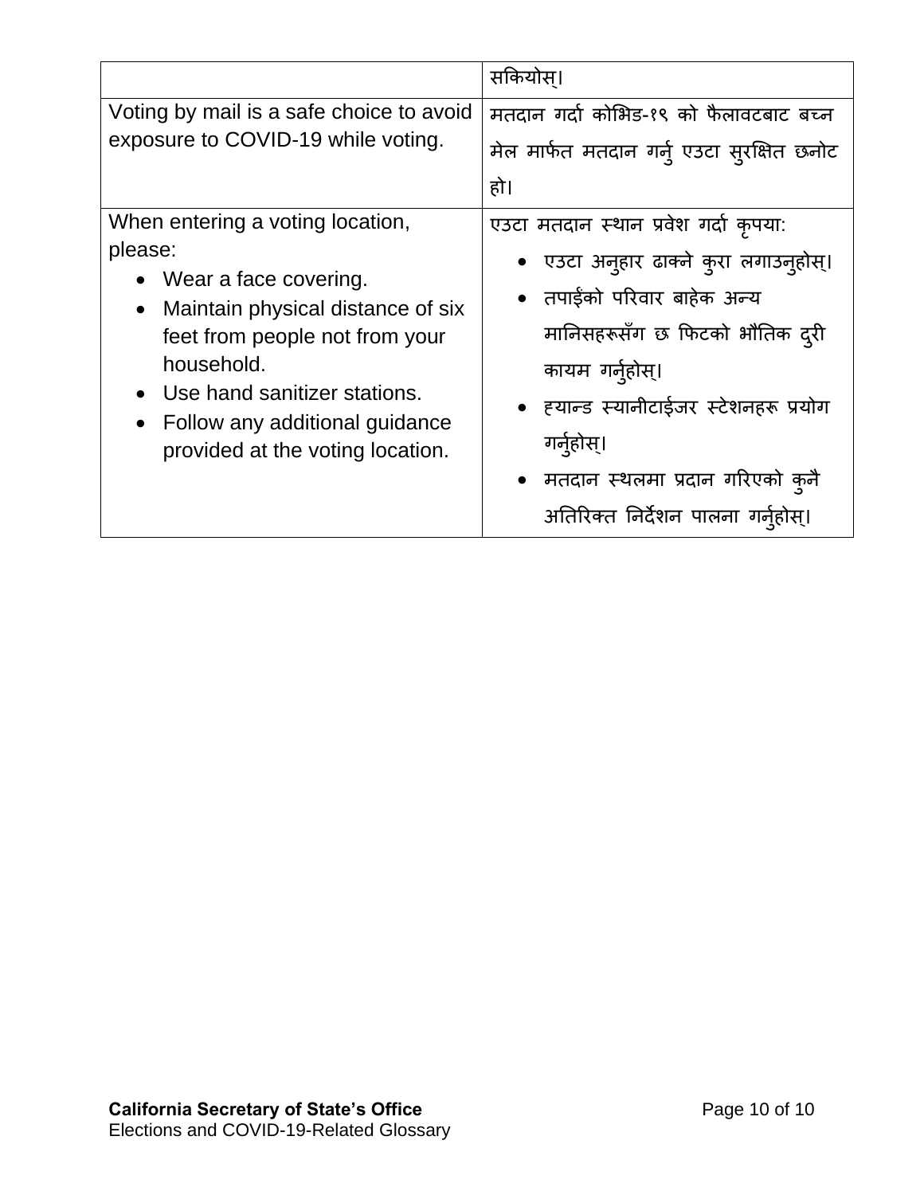| | |
|---|---|
| | सकियोस्। |
| Voting by mail is a safe choice to avoid exposure to COVID-19 while voting. | मतदान गर्दा कोभिड-१९ को फैलावटबाट बच्न मेल मार्फत मतदान गर्नु एउटा सुरक्षित छनोट हो। |
| When entering a voting location, please:<br>• Wear a face covering.<br>• Maintain physical distance of six feet from people not from your household.<br>• Use hand sanitizer stations.<br>• Follow any additional guidance provided at the voting location. | एउटा मतदान स्थान प्रवेश गर्दा कृपया:<br>• एउटा अनुहार ढाक्ने कुरा लगाउनुहोस्।<br>• तपाईंको परिवार बाहेक अन्य मानिसहरूसँग छ फिटको भौतिक दुरी कायम गर्नुहोस्।<br>• ह्यान्ड स्यानीटाईजर स्टेशनहरू प्रयोग गर्नुहोस्।<br>• मतदान स्थलमा प्रदान गरिएको कुनै अतिरिक्त निर्देशन पालना गर्नुहोस्। |